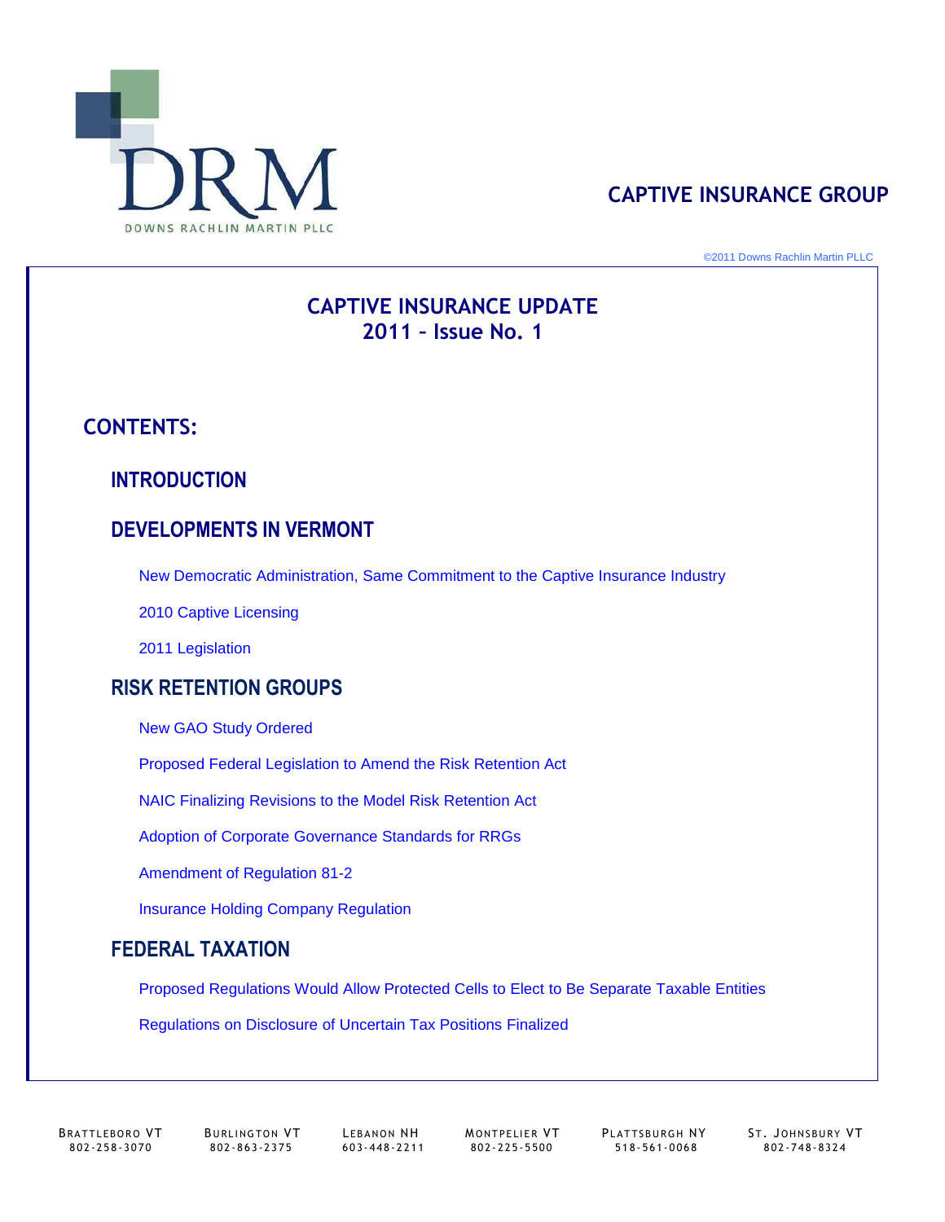DRM

DOWNS RACHLIN MARTIN PLLC

**CAPTIVE INSURANCE GROUP**

©2011 Downs Rachlin Martin PLLC

# CAPTIVE INSURANCE UPDATE
# 2011 – Issue No. 1

## CONTENTS:

### INTRODUCTION

### DEVELOPMENTS IN VERMONT

New Democratic Administration, Same Commitment to the Captive Insurance Industry

2010 Captive Licensing

2011 Legislation

### RISK RETENTION GROUPS

New GAO Study Ordered

Proposed Federal Legislation to Amend the Risk Retention Act

NAIC Finalizing Revisions to the Model Risk Retention Act

Adoption of Corporate Governance Standards for RRGs

Amendment of Regulation 81-2

Insurance Holding Company Regulation

### FEDERAL TAXATION

Proposed Regulations Would Allow Protected Cells to Elect to Be Separate Taxable Entities

Regulations on Disclosure of Uncertain Tax Positions Finalized

BRATTLEBORO VT 802-258-3070 | BURLINGTON VT 802-863-2375 | LEBANON NH 603-448-2211 | MONTPELIER VT 802-225-5500 | PLATTSBURGH NY 518-561-0068 | ST. JOHNSBURY VT 802-748-8324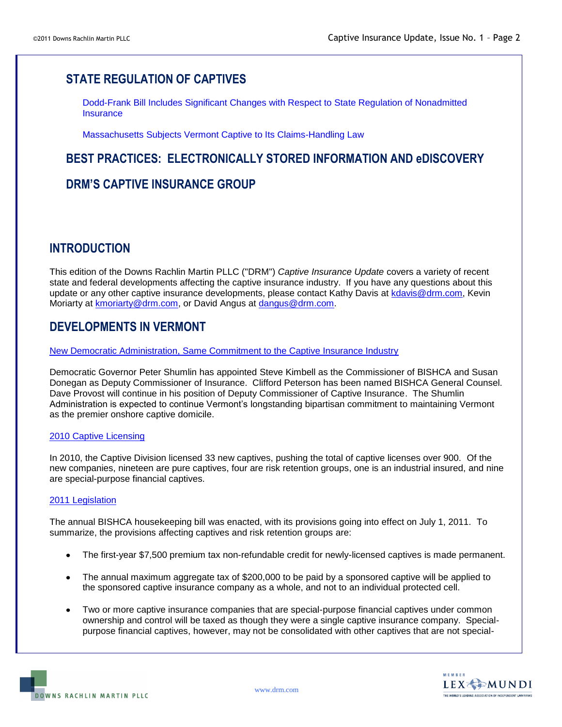## STATE REGULATION OF CAPTIVES

Dodd-Frank Bill Includes Significant Changes with Respect to State Regulation of Nonadmitted Insurance

Massachusetts Subjects Vermont Captive to Its Claims-Handling Law

## BEST PRACTICES: ELECTRONICALLY STORED INFORMATION AND eDISCOVERY

## DRM'S CAPTIVE INSURANCE GROUP

## INTRODUCTION

This edition of the Downs Rachlin Martin PLLC ("DRM") *Captive Insurance Update* covers a variety of recent state and federal developments affecting the captive insurance industry. If you have any questions about this update or any other captive insurance developments, please contact Kathy Davis at kdavis@drm.com, Kevin Moriarty at kmoriarty@drm.com, or David Angus at dangus@drm.com.

## DEVELOPMENTS IN VERMONT

### New Democratic Administration, Same Commitment to the Captive Insurance Industry

Democratic Governor Peter Shumlin has appointed Steve Kimbell as the Commissioner of BISHCA and Susan Donegan as Deputy Commissioner of Insurance. Clifford Peterson has been named BISHCA General Counsel. Dave Provost will continue in his position of Deputy Commissioner of Captive Insurance. The Shumlin Administration is expected to continue Vermont's longstanding bipartisan commitment to maintaining Vermont as the premier onshore captive domicile.

### 2010 Captive Licensing

In 2010, the Captive Division licensed 33 new captives, pushing the total of captive licenses over 900. Of the new companies, nineteen are pure captives, four are risk retention groups, one is an industrial insured, and nine are special-purpose financial captives.

### 2011 Legislation

The annual BISHCA housekeeping bill was enacted, with its provisions going into effect on July 1, 2011. To summarize, the provisions affecting captives and risk retention groups are:

- The first-year $7,500 premium tax non-refundable credit for newly-licensed captives is made permanent.
- The annual maximum aggregate tax of $200,000 to be paid by a sponsored captive will be applied to the sponsored captive insurance company as a whole, and not to an individual protected cell.
- Two or more captive insurance companies that are special-purpose financial captives under common ownership and control will be taxed as though they were a single captive insurance company. Special-purpose financial captives, however, may not be consolidated with other captives that are not special-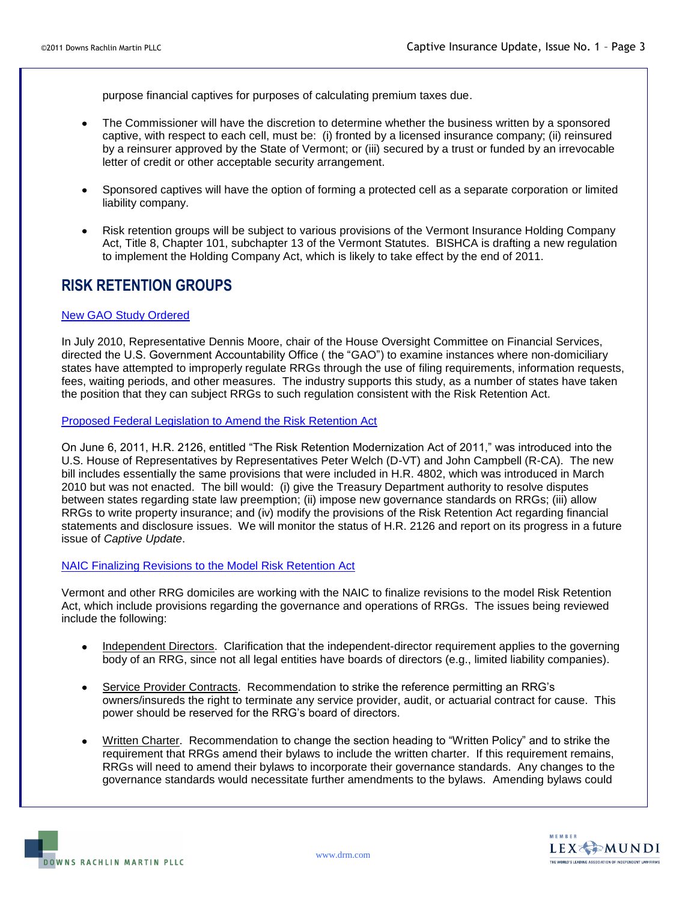purpose financial captives for purposes of calculating premium taxes due.

- The Commissioner will have the discretion to determine whether the business written by a sponsored captive, with respect to each cell, must be: (i) fronted by a licensed insurance company; (ii) reinsured by a reinsurer approved by the State of Vermont; or (iii) secured by a trust or funded by an irrevocable letter of credit or other acceptable security arrangement.

- Sponsored captives will have the option of forming a protected cell as a separate corporation or limited liability company.

- Risk retention groups will be subject to various provisions of the Vermont Insurance Holding Company Act, Title 8, Chapter 101, subchapter 13 of the Vermont Statutes. BISHCA is drafting a new regulation to implement the Holding Company Act, which is likely to take effect by the end of 2011.

## RISK RETENTION GROUPS

New GAO Study Ordered

In July 2010, Representative Dennis Moore, chair of the House Oversight Committee on Financial Services, directed the U.S. Government Accountability Office ( the "GAO") to examine instances where non-domiciliary states have attempted to improperly regulate RRGs through the use of filing requirements, information requests, fees, waiting periods, and other measures. The industry supports this study, as a number of states have taken the position that they can subject RRGs to such regulation consistent with the Risk Retention Act.

Proposed Federal Legislation to Amend the Risk Retention Act

On June 6, 2011, H.R. 2126, entitled "The Risk Retention Modernization Act of 2011," was introduced into the U.S. House of Representatives by Representatives Peter Welch (D-VT) and John Campbell (R-CA). The new bill includes essentially the same provisions that were included in H.R. 4802, which was introduced in March 2010 but was not enacted. The bill would: (i) give the Treasury Department authority to resolve disputes between states regarding state law preemption; (ii) impose new governance standards on RRGs; (iii) allow RRGs to write property insurance; and (iv) modify the provisions of the Risk Retention Act regarding financial statements and disclosure issues. We will monitor the status of H.R. 2126 and report on its progress in a future issue of *Captive Update*.

NAIC Finalizing Revisions to the Model Risk Retention Act

Vermont and other RRG domiciles are working with the NAIC to finalize revisions to the model Risk Retention Act, which include provisions regarding the governance and operations of RRGs. The issues being reviewed include the following:

- Independent Directors. Clarification that the independent-director requirement applies to the governing body of an RRG, since not all legal entities have boards of directors (e.g., limited liability companies).

- Service Provider Contracts. Recommendation to strike the reference permitting an RRG's owners/insureds the right to terminate any service provider, audit, or actuarial contract for cause. This power should be reserved for the RRG's board of directors.

- Written Charter. Recommendation to change the section heading to "Written Policy" and to strike the requirement that RRGs amend their bylaws to include the written charter. If this requirement remains, RRGs will need to amend their bylaws to incorporate their governance standards. Any changes to the governance standards would necessitate further amendments to the bylaws. Amending bylaws could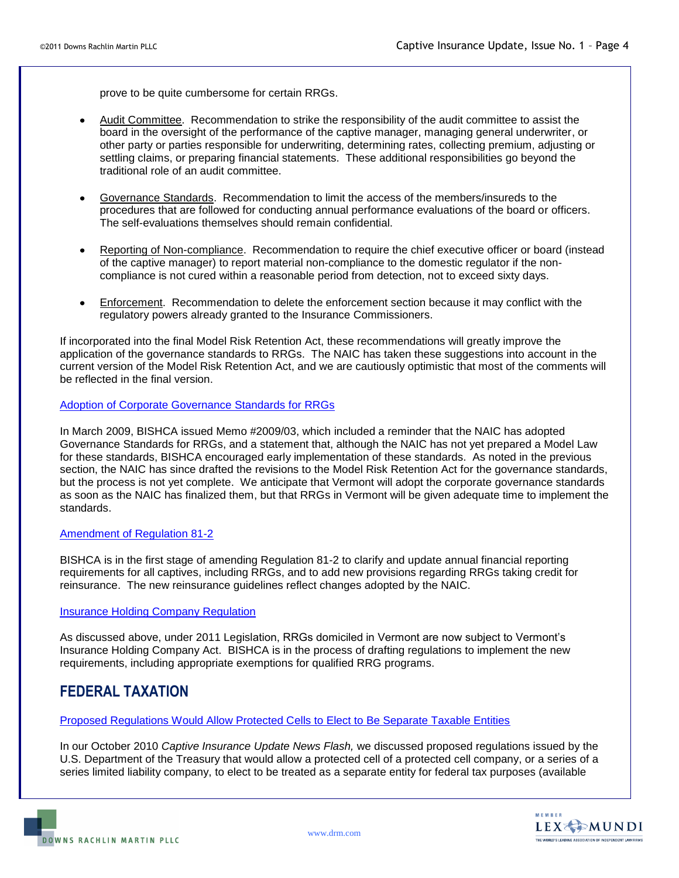prove to be quite cumbersome for certain RRGs.

- Audit Committee. Recommendation to strike the responsibility of the audit committee to assist the board in the oversight of the performance of the captive manager, managing general underwriter, or other party or parties responsible for underwriting, determining rates, collecting premium, adjusting or settling claims, or preparing financial statements. These additional responsibilities go beyond the traditional role of an audit committee.

- Governance Standards. Recommendation to limit the access of the members/insureds to the procedures that are followed for conducting annual performance evaluations of the board or officers. The self-evaluations themselves should remain confidential.

- Reporting of Non-compliance. Recommendation to require the chief executive officer or board (instead of the captive manager) to report material non-compliance to the domestic regulator if the non-compliance is not cured within a reasonable period from detection, not to exceed sixty days.

- Enforcement. Recommendation to delete the enforcement section because it may conflict with the regulatory powers already granted to the Insurance Commissioners.

If incorporated into the final Model Risk Retention Act, these recommendations will greatly improve the application of the governance standards to RRGs. The NAIC has taken these suggestions into account in the current version of the Model Risk Retention Act, and we are cautiously optimistic that most of the comments will be reflected in the final version.

### Adoption of Corporate Governance Standards for RRGs

In March 2009, BISHCA issued Memo #2009/03, which included a reminder that the NAIC has adopted Governance Standards for RRGs, and a statement that, although the NAIC has not yet prepared a Model Law for these standards, BISHCA encouraged early implementation of these standards. As noted in the previous section, the NAIC has since drafted the revisions to the Model Risk Retention Act for the governance standards, but the process is not yet complete. We anticipate that Vermont will adopt the corporate governance standards as soon as the NAIC has finalized them, but that RRGs in Vermont will be given adequate time to implement the standards.

### Amendment of Regulation 81-2

BISHCA is in the first stage of amending Regulation 81-2 to clarify and update annual financial reporting requirements for all captives, including RRGs, and to add new provisions regarding RRGs taking credit for reinsurance. The new reinsurance guidelines reflect changes adopted by the NAIC.

### Insurance Holding Company Regulation

As discussed above, under 2011 Legislation, RRGs domiciled in Vermont are now subject to Vermont's Insurance Holding Company Act. BISHCA is in the process of drafting regulations to implement the new requirements, including appropriate exemptions for qualified RRG programs.

## FEDERAL TAXATION

### Proposed Regulations Would Allow Protected Cells to Elect to Be Separate Taxable Entities

In our October 2010 *Captive Insurance Update News Flash,* we discussed proposed regulations issued by the U.S. Department of the Treasury that would allow a protected cell of a protected cell company, or a series of a series limited liability company, to elect to be treated as a separate entity for federal tax purposes (available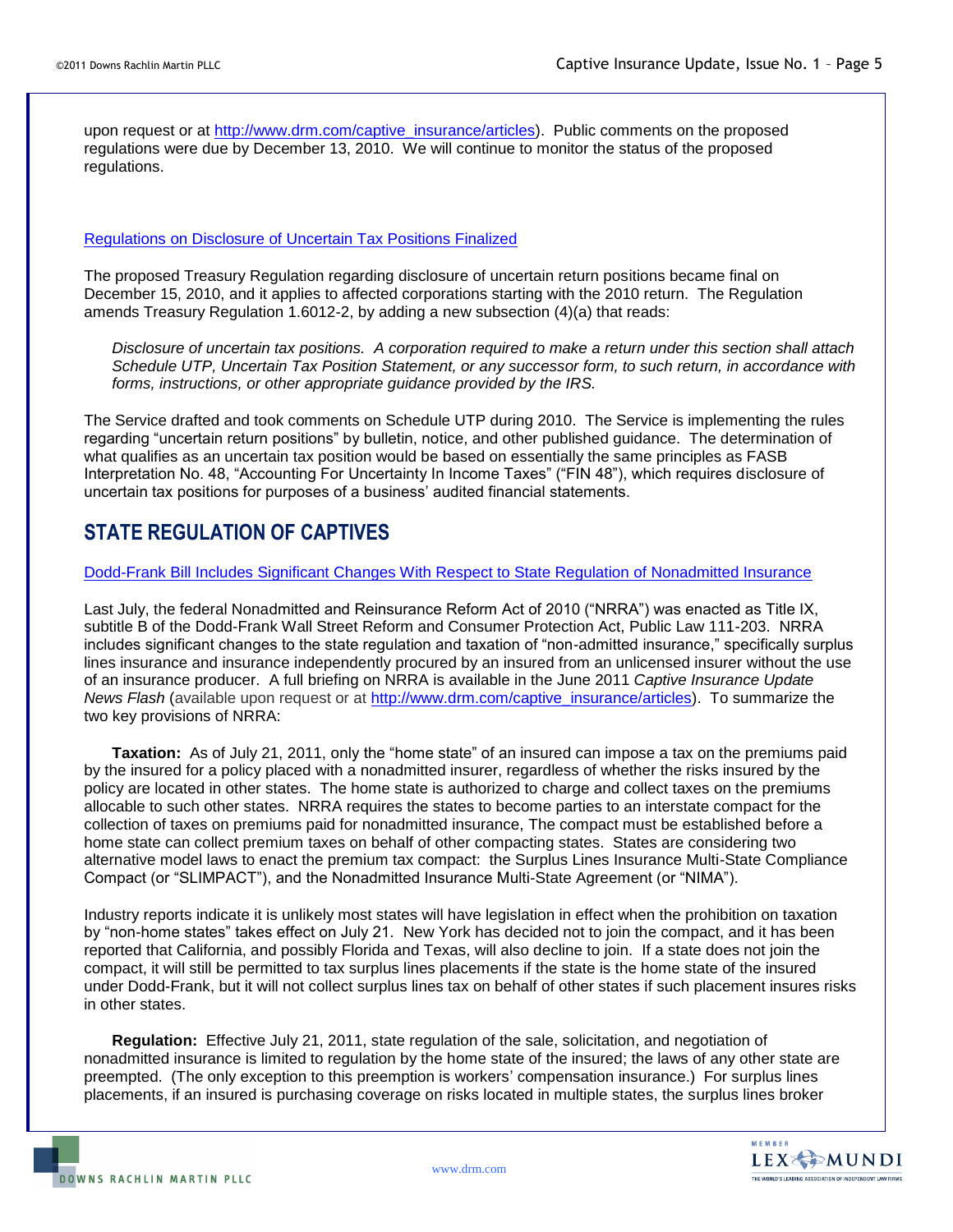upon request or at http://www.drm.com/captive_insurance/articles). Public comments on the proposed regulations were due by December 13, 2010. We will continue to monitor the status of the proposed regulations.

### Regulations on Disclosure of Uncertain Tax Positions Finalized

The proposed Treasury Regulation regarding disclosure of uncertain return positions became final on December 15, 2010, and it applies to affected corporations starting with the 2010 return. The Regulation amends Treasury Regulation 1.6012-2, by adding a new subsection (4)(a) that reads:

> *Disclosure of uncertain tax positions. A corporation required to make a return under this section shall attach Schedule UTP, Uncertain Tax Position Statement, or any successor form, to such return, in accordance with forms, instructions, or other appropriate guidance provided by the IRS.*

The Service drafted and took comments on Schedule UTP during 2010. The Service is implementing the rules regarding "uncertain return positions" by bulletin, notice, and other published guidance. The determination of what qualifies as an uncertain tax position would be based on essentially the same principles as FASB Interpretation No. 48, "Accounting For Uncertainty In Income Taxes" ("FIN 48"), which requires disclosure of uncertain tax positions for purposes of a business' audited financial statements.

## STATE REGULATION OF CAPTIVES

### Dodd-Frank Bill Includes Significant Changes With Respect to State Regulation of Nonadmitted Insurance

Last July, the federal Nonadmitted and Reinsurance Reform Act of 2010 ("NRRA") was enacted as Title IX, subtitle B of the Dodd-Frank Wall Street Reform and Consumer Protection Act, Public Law 111-203. NRRA includes significant changes to the state regulation and taxation of "non-admitted insurance," specifically surplus lines insurance and insurance independently procured by an insured from an unlicensed insurer without the use of an insurance producer. A full briefing on NRRA is available in the June 2011 *Captive Insurance Update News Flash* (available upon request or at http://www.drm.com/captive_insurance/articles). To summarize the two key provisions of NRRA:

**Taxation:** As of July 21, 2011, only the "home state" of an insured can impose a tax on the premiums paid by the insured for a policy placed with a nonadmitted insurer, regardless of whether the risks insured by the policy are located in other states. The home state is authorized to charge and collect taxes on the premiums allocable to such other states. NRRA requires the states to become parties to an interstate compact for the collection of taxes on premiums paid for nonadmitted insurance, The compact must be established before a home state can collect premium taxes on behalf of other compacting states. States are considering two alternative model laws to enact the premium tax compact: the Surplus Lines Insurance Multi-State Compliance Compact (or "SLIMPACT"), and the Nonadmitted Insurance Multi-State Agreement (or "NIMA").

Industry reports indicate it is unlikely most states will have legislation in effect when the prohibition on taxation by "non-home states" takes effect on July 21. New York has decided not to join the compact, and it has been reported that California, and possibly Florida and Texas, will also decline to join. If a state does not join the compact, it will still be permitted to tax surplus lines placements if the state is the home state of the insured under Dodd-Frank, but it will not collect surplus lines tax on behalf of other states if such placement insures risks in other states.

**Regulation:** Effective July 21, 2011, state regulation of the sale, solicitation, and negotiation of nonadmitted insurance is limited to regulation by the home state of the insured; the laws of any other state are preempted. (The only exception to this preemption is workers' compensation insurance.) For surplus lines placements, if an insured is purchasing coverage on risks located in multiple states, the surplus lines broker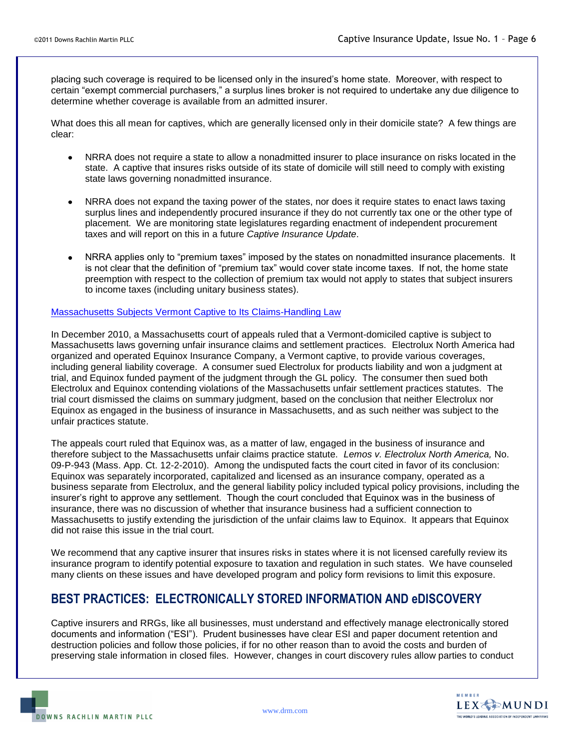placing such coverage is required to be licensed only in the insured's home state. Moreover, with respect to certain "exempt commercial purchasers," a surplus lines broker is not required to undertake any due diligence to determine whether coverage is available from an admitted insurer.

What does this all mean for captives, which are generally licensed only in their domicile state? A few things are clear:

- NRRA does not require a state to allow a nonadmitted insurer to place insurance on risks located in the state. A captive that insures risks outside of its state of domicile will still need to comply with existing state laws governing nonadmitted insurance.
- NRRA does not expand the taxing power of the states, nor does it require states to enact laws taxing surplus lines and independently procured insurance if they do not currently tax one or the other type of placement. We are monitoring state legislatures regarding enactment of independent procurement taxes and will report on this in a future *Captive Insurance Update*.
- NRRA applies only to "premium taxes" imposed by the states on nonadmitted insurance placements. It is not clear that the definition of "premium tax" would cover state income taxes. If not, the home state preemption with respect to the collection of premium tax would not apply to states that subject insurers to income taxes (including unitary business states).

### Massachusetts Subjects Vermont Captive to Its Claims-Handling Law

In December 2010, a Massachusetts court of appeals ruled that a Vermont-domiciled captive is subject to Massachusetts laws governing unfair insurance claims and settlement practices. Electrolux North America had organized and operated Equinox Insurance Company, a Vermont captive, to provide various coverages, including general liability coverage. A consumer sued Electrolux for products liability and won a judgment at trial, and Equinox funded payment of the judgment through the GL policy. The consumer then sued both Electrolux and Equinox contending violations of the Massachusetts unfair settlement practices statutes. The trial court dismissed the claims on summary judgment, based on the conclusion that neither Electrolux nor Equinox as engaged in the business of insurance in Massachusetts, and as such neither was subject to the unfair practices statute.

The appeals court ruled that Equinox was, as a matter of law, engaged in the business of insurance and therefore subject to the Massachusetts unfair claims practice statute. *Lemos v. Electrolux North America,* No. 09-P-943 (Mass. App. Ct. 12-2-2010). Among the undisputed facts the court cited in favor of its conclusion: Equinox was separately incorporated, capitalized and licensed as an insurance company, operated as a business separate from Electrolux, and the general liability policy included typical policy provisions, including the insurer's right to approve any settlement. Though the court concluded that Equinox was in the business of insurance, there was no discussion of whether that insurance business had a sufficient connection to Massachusetts to justify extending the jurisdiction of the unfair claims law to Equinox. It appears that Equinox did not raise this issue in the trial court.

We recommend that any captive insurer that insures risks in states where it is not licensed carefully review its insurance program to identify potential exposure to taxation and regulation in such states. We have counseled many clients on these issues and have developed program and policy form revisions to limit this exposure.

## BEST PRACTICES: ELECTRONICALLY STORED INFORMATION AND eDISCOVERY

Captive insurers and RRGs, like all businesses, must understand and effectively manage electronically stored documents and information ("ESI"). Prudent businesses have clear ESI and paper document retention and destruction policies and follow those policies, if for no other reason than to avoid the costs and burden of preserving stale information in closed files. However, changes in court discovery rules allow parties to conduct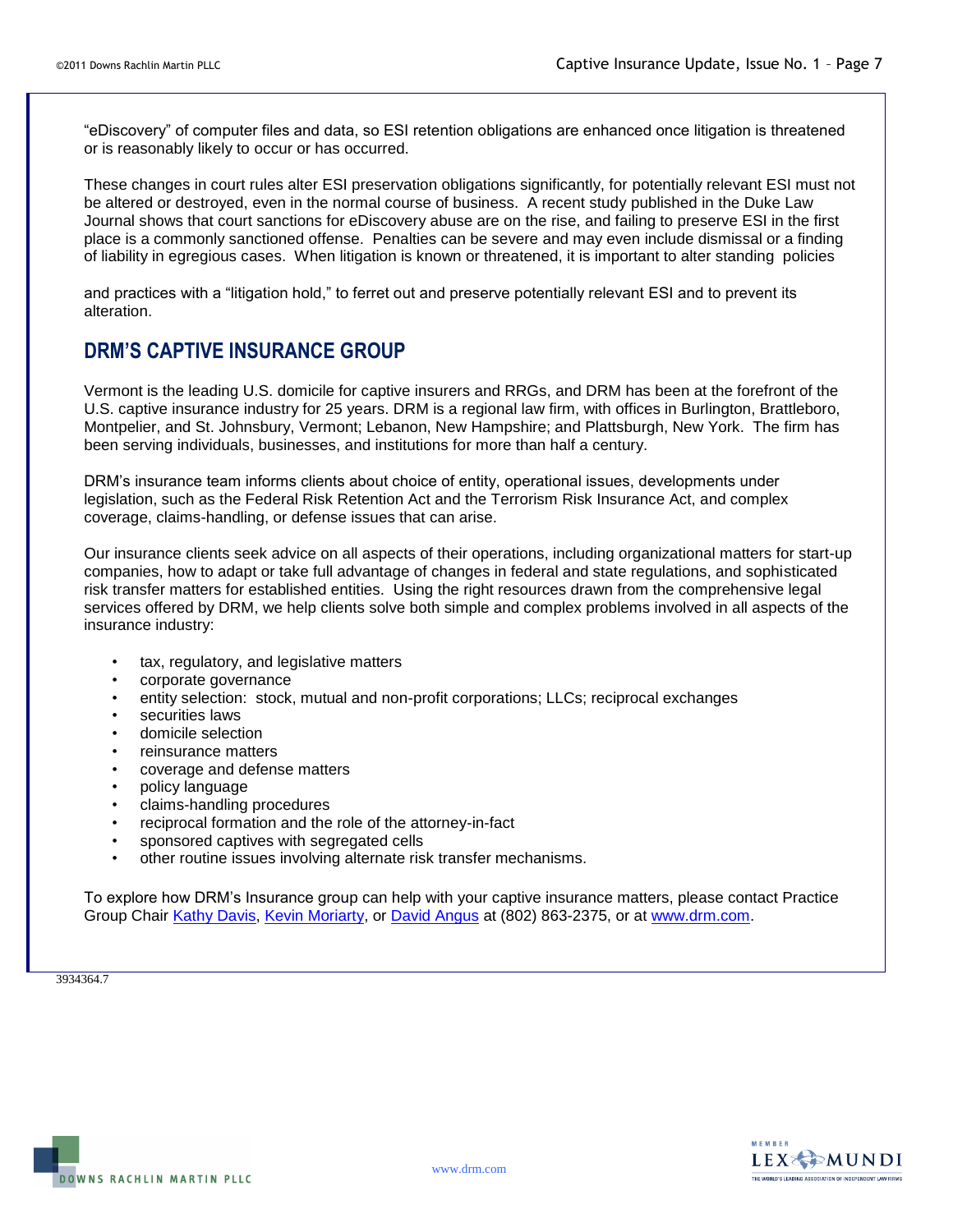"eDiscovery" of computer files and data, so ESI retention obligations are enhanced once litigation is threatened or is reasonably likely to occur or has occurred.

These changes in court rules alter ESI preservation obligations significantly, for potentially relevant ESI must not be altered or destroyed, even in the normal course of business. A recent study published in the Duke Law Journal shows that court sanctions for eDiscovery abuse are on the rise, and failing to preserve ESI in the first place is a commonly sanctioned offense. Penalties can be severe and may even include dismissal or a finding of liability in egregious cases. When litigation is known or threatened, it is important to alter standing policies and practices with a "litigation hold," to ferret out and preserve potentially relevant ESI and to prevent its alteration.

## DRM'S CAPTIVE INSURANCE GROUP

Vermont is the leading U.S. domicile for captive insurers and RRGs, and DRM has been at the forefront of the U.S. captive insurance industry for 25 years. DRM is a regional law firm, with offices in Burlington, Brattleboro, Montpelier, and St. Johnsbury, Vermont; Lebanon, New Hampshire; and Plattsburgh, New York. The firm has been serving individuals, businesses, and institutions for more than half a century.

DRM's insurance team informs clients about choice of entity, operational issues, developments under legislation, such as the Federal Risk Retention Act and the Terrorism Risk Insurance Act, and complex coverage, claims-handling, or defense issues that can arise.

Our insurance clients seek advice on all aspects of their operations, including organizational matters for start-up companies, how to adapt or take full advantage of changes in federal and state regulations, and sophisticated risk transfer matters for established entities. Using the right resources drawn from the comprehensive legal services offered by DRM, we help clients solve both simple and complex problems involved in all aspects of the insurance industry:

- tax, regulatory, and legislative matters
- corporate governance
- entity selection: stock, mutual and non-profit corporations; LLCs; reciprocal exchanges
- securities laws
- domicile selection
- reinsurance matters
- coverage and defense matters
- policy language
- claims-handling procedures
- reciprocal formation and the role of the attorney-in-fact
- sponsored captives with segregated cells
- other routine issues involving alternate risk transfer mechanisms.

To explore how DRM's Insurance group can help with your captive insurance matters, please contact Practice Group Chair Kathy Davis, Kevin Moriarty, or David Angus at (802) 863-2375, or at www.drm.com.

3934364.7